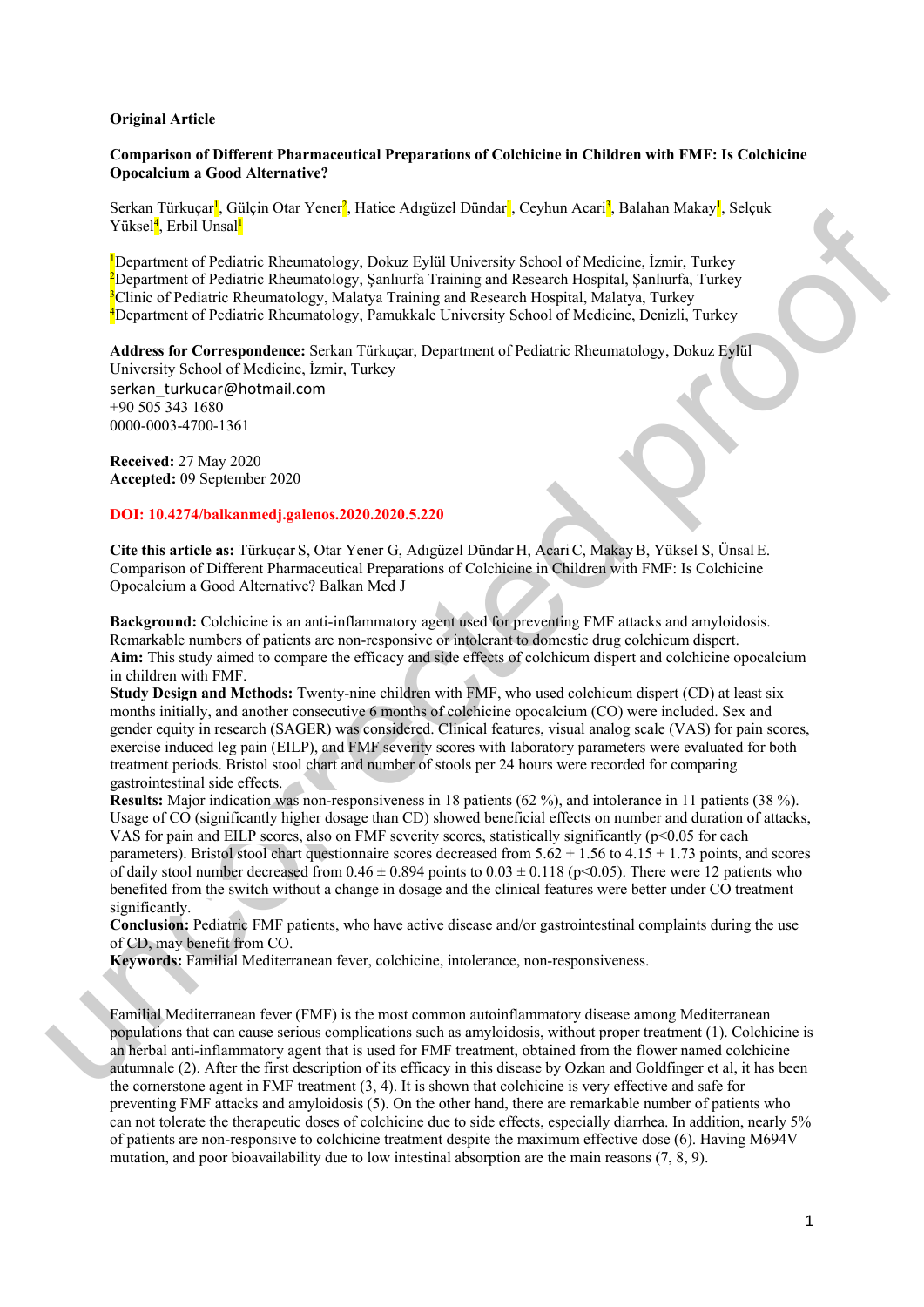**Original Article**

**Comparison of Different Pharmaceutical Preparations of Colchicine in Children with FMF: Is Colchicine Opocalcium a Good Alternative?**

Serkan Türkuçar[1], Gülçin Otar Yener[2], Hatice Adıgüzel Dündar[1], Ceyhun Acari[3], Balahan Makay[1], Selçuk Yüksel[4], Erbil Unsal[1]

[1]Department of Pediatric Rheumatology, Dokuz Eylül University School of Medicine, İzmir, Turkey
[2]Department of Pediatric Rheumatology, Şanlıurfa Training and Research Hospital, Şanlıurfa, Turkey
[3]Clinic of Pediatric Rheumatology, Malatya Training and Research Hospital, Malatya, Turkey
[4]Department of Pediatric Rheumatology, Pamukkale University School of Medicine, Denizli, Turkey

**Address for Correspondence:** Serkan Türkuçar, Department of Pediatric Rheumatology, Dokuz Eylül University School of Medicine, İzmir, Turkey
serkan_turkucar@hotmail.com
+90 505 343 1680
0000-0003-4700-1361

**Received:** 27 May 2020
**Accepted:** 09 September 2020

**DOI: 10.4274/balkanmedj.galenos.2020.2020.5.220**

**Cite this article as:** Türkuçar S, Otar Yener G, Adıgüzel Dündar H, Acari C, Makay B, Yüksel S, Ünsal E. Comparison of Different Pharmaceutical Preparations of Colchicine in Children with FMF: Is Colchicine Opocalcium a Good Alternative? Balkan Med J

**Background:** Colchicine is an anti-inflammatory agent used for preventing FMF attacks and amyloidosis. Remarkable numbers of patients are non-responsive or intolerant to domestic drug colchicum dispert.
**Aim:** This study aimed to compare the efficacy and side effects of colchicum dispert and colchicine opocalcium in children with FMF.
**Study Design and Methods:** Twenty-nine children with FMF, who used colchicum dispert (CD) at least six months initially, and another consecutive 6 months of colchicine opocalcium (CO) were included. Sex and gender equity in research (SAGER) was considered. Clinical features, visual analog scale (VAS) for pain scores, exercise induced leg pain (EILP), and FMF severity scores with laboratory parameters were evaluated for both treatment periods. Bristol stool chart and number of stools per 24 hours were recorded for comparing gastrointestinal side effects.
**Results:** Major indication was non-responsiveness in 18 patients (62 %), and intolerance in 11 patients (38 %). Usage of CO (significantly higher dosage than CD) showed beneficial effects on number and duration of attacks, VAS for pain and EILP scores, also on FMF severity scores, statistically significantly ($p<0.05$ for each parameters). Bristol stool chart questionnaire scores decreased from $5.62 \pm 1.56$ to $4.15 \pm 1.73$ points, and scores of daily stool number decreased from $0.46 \pm 0.894$ points to $0.03 \pm 0.118$ ($p<0.05$). There were 12 patients who benefited from the switch without a change in dosage and the clinical features were better under CO treatment significantly.
**Conclusion:** Pediatric FMF patients, who have active disease and/or gastrointestinal complaints during the use of CD, may benefit from CO.
**Keywords:** Familial Mediterranean fever, colchicine, intolerance, non-responsiveness.

Familial Mediterranean fever (FMF) is the most common autoinflammatory disease among Mediterranean populations that can cause serious complications such as amyloidosis, without proper treatment (1). Colchicine is an herbal anti-inflammatory agent that is used for FMF treatment, obtained from the flower named colchicine autumnale (2). After the first description of its efficacy in this disease by Ozkan and Goldfinger et al, it has been the cornerstone agent in FMF treatment (3, 4). It is shown that colchicine is very effective and safe for preventing FMF attacks and amyloidosis (5). On the other hand, there are remarkable number of patients who can not tolerate the therapeutic doses of colchicine due to side effects, especially diarrhea. In addition, nearly 5% of patients are non-responsive to colchicine treatment despite the maximum effective dose (6). Having M694V mutation, and poor bioavailability due to low intestinal absorption are the main reasons (7, 8, 9).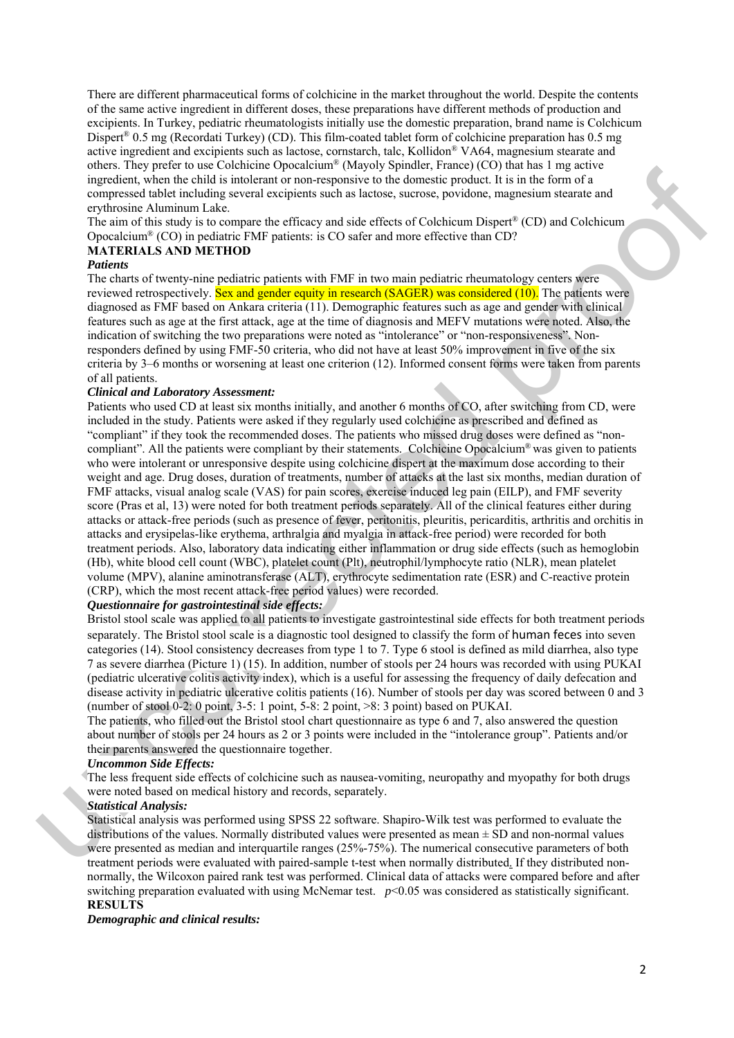There are different pharmaceutical forms of colchicine in the market throughout the world. Despite the contents of the same active ingredient in different doses, these preparations have different methods of production and excipients. In Turkey, pediatric rheumatologists initially use the domestic preparation, brand name is Colchicum Dispert® 0.5 mg (Recordati Turkey) (CD). This film-coated tablet form of colchicine preparation has 0.5 mg active ingredient and excipients such as lactose, cornstarch, talc, Kollidon® VA64, magnesium stearate and others. They prefer to use Colchicine Opocalcium® (Mayoly Spindler, France) (CO) that has 1 mg active ingredient, when the child is intolerant or non-responsive to the domestic product. It is in the form of a compressed tablet including several excipients such as lactose, sucrose, povidone, magnesium stearate and erythrosine Aluminum Lake.

The aim of this study is to compare the efficacy and side effects of Colchicum Dispert® (CD) and Colchicum Opocalcium® (CO) in pediatric FMF patients: is CO safer and more effective than CD?

## MATERIALS AND METHOD

### *Patients*

The charts of twenty-nine pediatric patients with FMF in two main pediatric rheumatology centers were reviewed retrospectively. Sex and gender equity in research (SAGER) was considered (10). The patients were diagnosed as FMF based on Ankara criteria (11). Demographic features such as age and gender with clinical features such as age at the first attack, age at the time of diagnosis and MEFV mutations were noted. Also, the indication of switching the two preparations were noted as "intolerance" or "non-responsiveness". Non-responders defined by using FMF-50 criteria, who did not have at least 50% improvement in five of the six criteria by 3–6 months or worsening at least one criterion (12). Informed consent forms were taken from parents of all patients.

### *Clinical and Laboratory Assessment:*

Patients who used CD at least six months initially, and another 6 months of CO, after switching from CD, were included in the study. Patients were asked if they regularly used colchicine as prescribed and defined as "compliant" if they took the recommended doses. The patients who missed drug doses were defined as "non-compliant". All the patients were compliant by their statements. Colchicine Opocalcium® was given to patients who were intolerant or unresponsive despite using colchicine dispert at the maximum dose according to their weight and age. Drug doses, duration of treatments, number of attacks at the last six months, median duration of FMF attacks, visual analog scale (VAS) for pain scores, exercise induced leg pain (EILP), and FMF severity score (Pras et al, 13) were noted for both treatment periods separately. All of the clinical features either during attacks or attack-free periods (such as presence of fever, peritonitis, pleuritis, pericarditis, arthritis and orchitis in attacks and erysipelas-like erythema, arthralgia and myalgia in attack-free period) were recorded for both treatment periods. Also, laboratory data indicating either inflammation or drug side effects (such as hemoglobin (Hb), white blood cell count (WBC), platelet count (Plt), neutrophil/lymphocyte ratio (NLR), mean platelet volume (MPV), alanine aminotransferase (ALT), erythrocyte sedimentation rate (ESR) and C-reactive protein (CRP), which the most recent attack-free period values) were recorded.

### *Questionnaire for gastrointestinal side effects:*

Bristol stool scale was applied to all patients to investigate gastrointestinal side effects for both treatment periods separately. The Bristol stool scale is a diagnostic tool designed to classify the form of human feces into seven categories (14). Stool consistency decreases from type 1 to 7. Type 6 stool is defined as mild diarrhea, also type 7 as severe diarrhea (Picture 1) (15). In addition, number of stools per 24 hours was recorded with using PUKAI (pediatric ulcerative colitis activity index), which is a useful for assessing the frequency of daily defecation and disease activity in pediatric ulcerative colitis patients (16). Number of stools per day was scored between 0 and 3 (number of stool 0-2: 0 point, 3-5: 1 point, 5-8: 2 point, >8: 3 point) based on PUKAI.

The patients, who filled out the Bristol stool chart questionnaire as type 6 and 7, also answered the question about number of stools per 24 hours as 2 or 3 points were included in the "intolerance group". Patients and/or their parents answered the questionnaire together.

### *Uncommon Side Effects:*

The less frequent side effects of colchicine such as nausea-vomiting, neuropathy and myopathy for both drugs were noted based on medical history and records, separately.

### *Statistical Analysis:*

Statistical analysis was performed using SPSS 22 software. Shapiro-Wilk test was performed to evaluate the distributions of the values. Normally distributed values were presented as mean ± SD and non-normal values were presented as median and interquartile ranges (25%-75%). The numerical consecutive parameters of both treatment periods were evaluated with paired-sample t-test when normally distributed. If they distributed non-normally, the Wilcoxon paired rank test was performed. Clinical data of attacks were compared before and after switching preparation evaluated with using McNemar test. $p<0.05$ was considered as statistically significant.

## RESULTS

### *Demographic and clinical results:*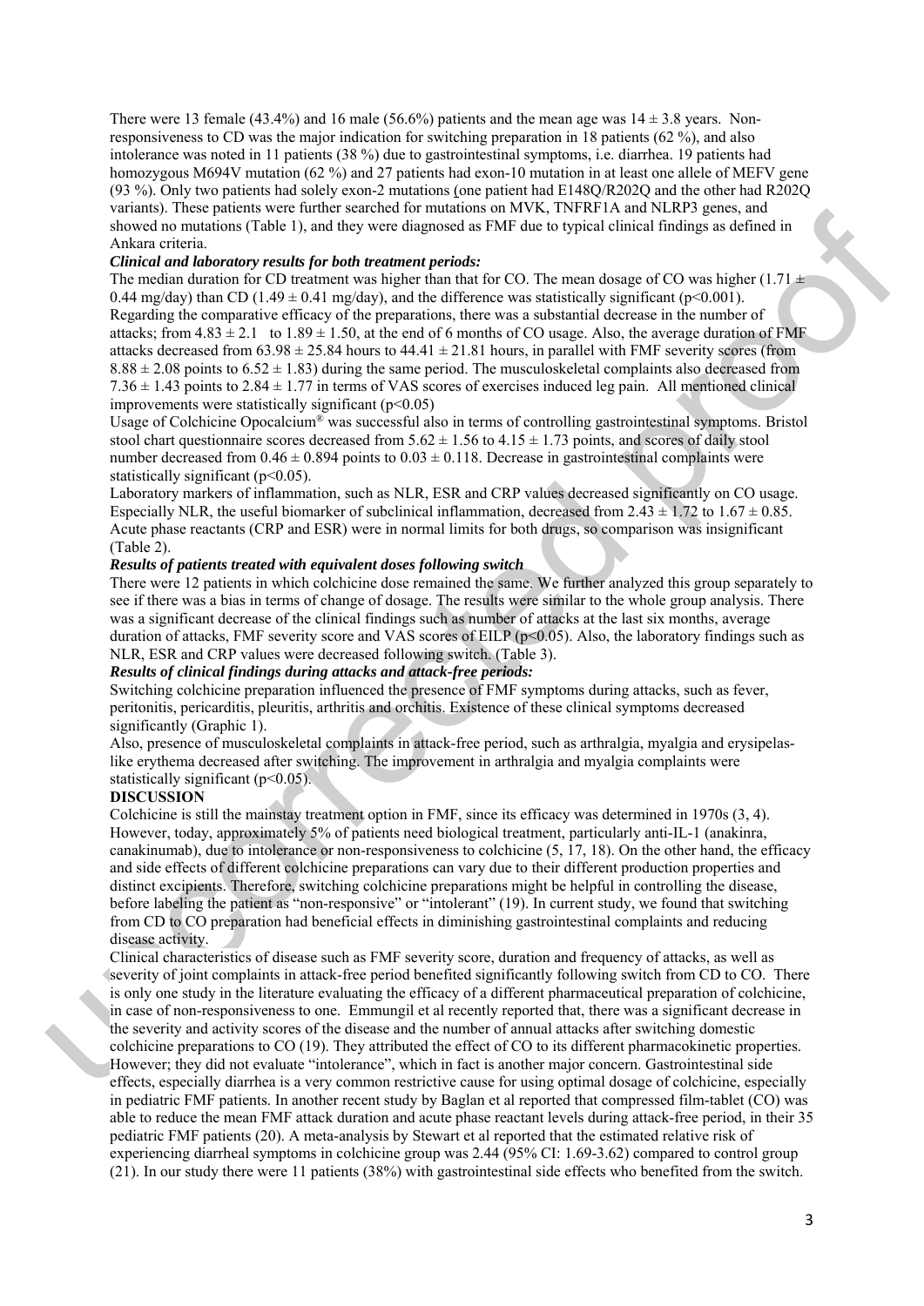There were 13 female (43.4%) and 16 male (56.6%) patients and the mean age was $14 \pm 3.8$ years. Non-responsiveness to CD was the major indication for switching preparation in 18 patients (62 %), and also intolerance was noted in 11 patients (38 %) due to gastrointestinal symptoms, i.e. diarrhea. 19 patients had homozygous M694V mutation (62 %) and 27 patients had exon-10 mutation in at least one allele of MEFV gene (93 %). Only two patients had solely exon-2 mutations (one patient had E148Q/R202Q and the other had R202Q variants). These patients were further searched for mutations on MVK, TNFRF1A and NLRP3 genes, and showed no mutations (Table 1), and they were diagnosed as FMF due to typical clinical findings as defined in Ankara criteria.

***Clinical and laboratory results for both treatment periods:***

The median duration for CD treatment was higher than that for CO. The mean dosage of CO was higher ($1.71 \pm 0.44$ mg/day) than CD ($1.49 \pm 0.41$ mg/day), and the difference was statistically significant ($p<0.001$). Regarding the comparative efficacy of the preparations, there was a substantial decrease in the number of attacks; from $4.83 \pm 2.1$ to $1.89 \pm 1.50$, at the end of 6 months of CO usage. Also, the average duration of FMF attacks decreased from $63.98 \pm 25.84$ hours to $44.41 \pm 21.81$ hours, in parallel with FMF severity scores (from $8.88 \pm 2.08$ points to $6.52 \pm 1.83$) during the same period. The musculoskeletal complaints also decreased from $7.36 \pm 1.43$ points to $2.84 \pm 1.77$ in terms of VAS scores of exercises induced leg pain. All mentioned clinical improvements were statistically significant ($p<0.05$)

Usage of Colchicine Opocalcium® was successful also in terms of controlling gastrointestinal symptoms. Bristol stool chart questionnaire scores decreased from $5.62 \pm 1.56$ to $4.15 \pm 1.73$ points, and scores of daily stool number decreased from $0.46 \pm 0.894$ points to $0.03 \pm 0.118$. Decrease in gastrointestinal complaints were statistically significant ($p<0.05$).

Laboratory markers of inflammation, such as NLR, ESR and CRP values decreased significantly on CO usage. Especially NLR, the useful biomarker of subclinical inflammation, decreased from $2.43 \pm 1.72$ to $1.67 \pm 0.85$. Acute phase reactants (CRP and ESR) were in normal limits for both drugs, so comparison was insignificant (Table 2).

***Results of patients treated with equivalent doses following switch***

There were 12 patients in which colchicine dose remained the same. We further analyzed this group separately to see if there was a bias in terms of change of dosage. The results were similar to the whole group analysis. There was a significant decrease of the clinical findings such as number of attacks at the last six months, average duration of attacks, FMF severity score and VAS scores of EILP ($p<0.05$). Also, the laboratory findings such as NLR, ESR and CRP values were decreased following switch. (Table 3).

***Results of clinical findings during attacks and attack-free periods:***

Switching colchicine preparation influenced the presence of FMF symptoms during attacks, such as fever, peritonitis, pericarditis, pleuritis, arthritis and orchitis. Existence of these clinical symptoms decreased significantly (Graphic 1).

Also, presence of musculoskeletal complaints in attack-free period, such as arthralgia, myalgia and erysipelas-like erythema decreased after switching. The improvement in arthralgia and myalgia complaints were statistically significant ($p<0.05$).

**DISCUSSION**

Colchicine is still the mainstay treatment option in FMF, since its efficacy was determined in 1970s (3, 4). However, today, approximately 5% of patients need biological treatment, particularly anti-IL-1 (anakinra, canakinumab), due to intolerance or non-responsiveness to colchicine (5, 17, 18). On the other hand, the efficacy and side effects of different colchicine preparations can vary due to their different production properties and distinct excipients. Therefore, switching colchicine preparations might be helpful in controlling the disease, before labeling the patient as "non-responsive" or "intolerant" (19). In current study, we found that switching from CD to CO preparation had beneficial effects in diminishing gastrointestinal complaints and reducing disease activity.

Clinical characteristics of disease such as FMF severity score, duration and frequency of attacks, as well as severity of joint complaints in attack-free period benefited significantly following switch from CD to CO. There is only one study in the literature evaluating the efficacy of a different pharmaceutical preparation of colchicine, in case of non-responsiveness to one. Emmungil et al recently reported that, there was a significant decrease in the severity and activity scores of the disease and the number of annual attacks after switching domestic colchicine preparations to CO (19). They attributed the effect of CO to its different pharmacokinetic properties. However; they did not evaluate "intolerance", which in fact is another major concern. Gastrointestinal side effects, especially diarrhea is a very common restrictive cause for using optimal dosage of colchicine, especially in pediatric FMF patients. In another recent study by Baglan et al reported that compressed film-tablet (CO) was able to reduce the mean FMF attack duration and acute phase reactant levels during attack-free period, in their 35 pediatric FMF patients (20). A meta-analysis by Stewart et al reported that the estimated relative risk of experiencing diarrheal symptoms in colchicine group was 2.44 (95% CI: 1.69-3.62) compared to control group (21). In our study there were 11 patients (38%) with gastrointestinal side effects who benefited from the switch.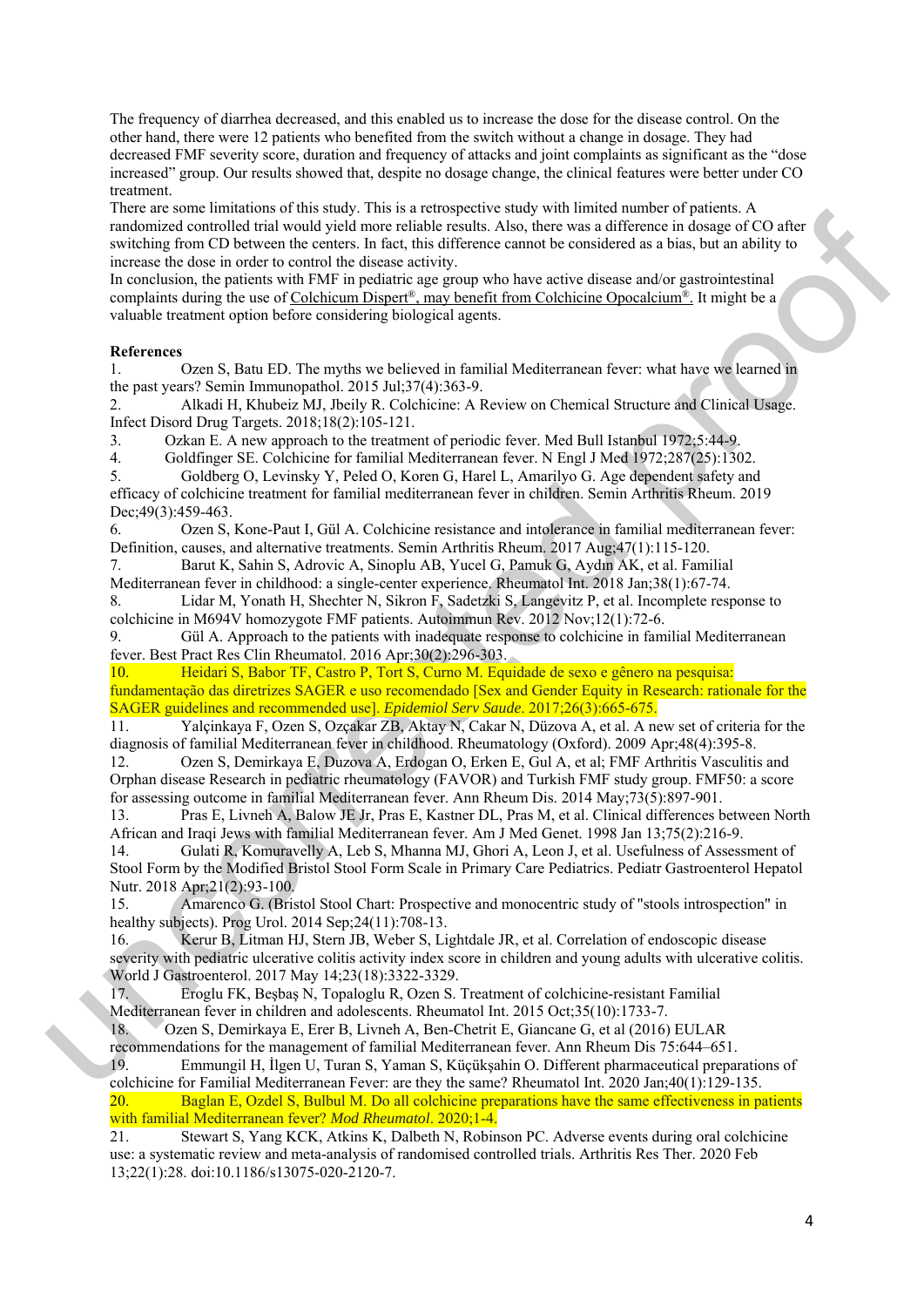The frequency of diarrhea decreased, and this enabled us to increase the dose for the disease control. On the other hand, there were 12 patients who benefited from the switch without a change in dosage. They had decreased FMF severity score, duration and frequency of attacks and joint complaints as significant as the "dose increased" group. Our results showed that, despite no dosage change, the clinical features were better under CO treatment.

There are some limitations of this study. This is a retrospective study with limited number of patients. A randomized controlled trial would yield more reliable results. Also, there was a difference in dosage of CO after switching from CD between the centers. In fact, this difference cannot be considered as a bias, but an ability to increase the dose in order to control the disease activity.

In conclusion, the patients with FMF in pediatric age group who have active disease and/or gastrointestinal complaints during the use of Colchicum Dispert®, may benefit from Colchicine Opocalcium®. It might be a valuable treatment option before considering biological agents.

**References**

1. Ozen S, Batu ED. The myths we believed in familial Mediterranean fever: what have we learned in the past years? Semin Immunopathol. 2015 Jul;37(4):363-9.
2. Alkadi H, Khubeiz MJ, Jbeily R. Colchicine: A Review on Chemical Structure and Clinical Usage. Infect Disord Drug Targets. 2018;18(2):105-121.
3. Ozkan E. A new approach to the treatment of periodic fever. Med Bull Istanbul 1972;5:44-9.
4. Goldfinger SE. Colchicine for familial Mediterranean fever. N Engl J Med 1972;287(25):1302.
5. Goldberg O, Levinsky Y, Peled O, Koren G, Harel L, Amarilyo G. Age dependent safety and efficacy of colchicine treatment for familial mediterranean fever in children. Semin Arthritis Rheum. 2019 Dec;49(3):459-463.
6. Ozen S, Kone-Paut I, Gül A. Colchicine resistance and intolerance in familial mediterranean fever: Definition, causes, and alternative treatments. Semin Arthritis Rheum. 2017 Aug;47(1):115-120.
7. Barut K, Sahin S, Adrovic A, Sinoplu AB, Yucel G, Pamuk G, Aydın AK, et al. Familial Mediterranean fever in childhood: a single-center experience. Rheumatol Int. 2018 Jan;38(1):67-74.
8. Lidar M, Yonath H, Shechter N, Sikron F, Sadetzki S, Langevitz P, et al. Incomplete response to colchicine in M694V homozygote FMF patients. Autoimmun Rev. 2012 Nov;12(1):72-6.
9. Gül A. Approach to the patients with inadequate response to colchicine in familial Mediterranean fever. Best Pract Res Clin Rheumatol. 2016 Apr;30(2):296-303.
10. Heidari S, Babor TF, Castro P, Tort S, Curno M. Equidade de sexo e gênero na pesquisa: fundamentação das diretrizes SAGER e uso recomendado [Sex and Gender Equity in Research: rationale for the SAGER guidelines and recommended use]. *Epidemiol Serv Saude*. 2017;26(3):665-675.
11. Yalçinkaya F, Ozen S, Ozçakar ZB, Aktay N, Cakar N, Düzova A, et al. A new set of criteria for the diagnosis of familial Mediterranean fever in childhood. Rheumatology (Oxford). 2009 Apr;48(4):395-8.
12. Ozen S, Demirkaya E, Duzova A, Erdogan O, Erken E, Gul A, et al; FMF Arthritis Vasculitis and Orphan disease Research in pediatric rheumatology (FAVOR) and Turkish FMF study group. FMF50: a score for assessing outcome in familial Mediterranean fever. Ann Rheum Dis. 2014 May;73(5):897-901.
13. Pras E, Livneh A, Balow JE Jr, Pras E, Kastner DL, Pras M, et al. Clinical differences between North African and Iraqi Jews with familial Mediterranean fever. Am J Med Genet. 1998 Jan 13;75(2):216-9.
14. Gulati R, Komuravelly A, Leb S, Mhanna MJ, Ghori A, Leon J, et al. Usefulness of Assessment of Stool Form by the Modified Bristol Stool Form Scale in Primary Care Pediatrics. Pediatr Gastroenterol Hepatol Nutr. 2018 Apr;21(2):93-100.
15. Amarenco G. (Bristol Stool Chart: Prospective and monocentric study of "stools introspection" in healthy subjects). Prog Urol. 2014 Sep;24(11):708-13.
16. Kerur B, Litman HJ, Stern JB, Weber S, Lightdale JR, et al. Correlation of endoscopic disease severity with pediatric ulcerative colitis activity index score in children and young adults with ulcerative colitis. World J Gastroenterol. 2017 May 14;23(18):3322-3329.
17. Eroglu FK, Beşbaş N, Topaloglu R, Ozen S. Treatment of colchicine-resistant Familial Mediterranean fever in children and adolescents. Rheumatol Int. 2015 Oct;35(10):1733-7.
18. Ozen S, Demirkaya E, Erer B, Livneh A, Ben-Chetrit E, Giancane G, et al (2016) EULAR recommendations for the management of familial Mediterranean fever. Ann Rheum Dis 75:644–651.
19. Emmungil H, İlgen U, Turan S, Yaman S, Küçükşahin O. Different pharmaceutical preparations of colchicine for Familial Mediterranean Fever: are they the same? Rheumatol Int. 2020 Jan;40(1):129-135.
20. Baglan E, Ozdel S, Bulbul M. Do all colchicine preparations have the same effectiveness in patients with familial Mediterranean fever? *Mod Rheumatol*. 2020;1-4.
21. Stewart S, Yang KCK, Atkins K, Dalbeth N, Robinson PC. Adverse events during oral colchicine use: a systematic review and meta-analysis of randomised controlled trials. Arthritis Res Ther. 2020 Feb 13;22(1):28. doi:10.1186/s13075-020-2120-7.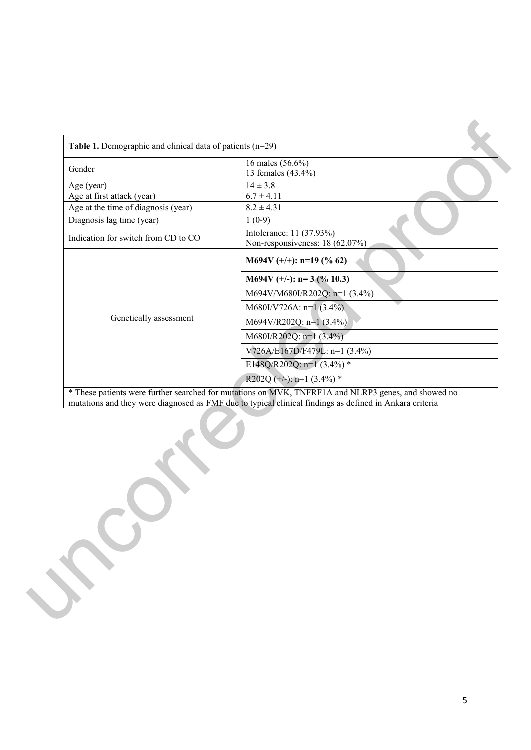**Table 1.** Demographic and clinical data of patients (n=29)

| | |
|---|---|
| Gender | 16 males (56.6%)<br>13 females (43.4%) |
| Age (year) | 14 ± 3.8 |
| Age at first attack (year) | 6.7 ± 4.11 |
| Age at the time of diagnosis (year) | 8.2 ± 4.31 |
| Diagnosis lag time (year) | 1 (0-9) |
| Indication for switch from CD to CO | Intolerance: 11 (37.93%)<br>Non-responsiveness: 18 (62.07%) |
| Genetically assessment | **M694V (+/+): n=19 (% 62)** |
| | **M694V (+/-): n= 3 (% 10.3)** |
| | M694V/M680I/R202Q: n=1 (3.4%) |
| | M680I/V726A: n=1 (3.4%) |
| | M694V/R202Q: n=1 (3.4%) |
| | M680I/R202Q: n=1 (3.4%) |
| | V726A/E167D/F479L: n=1 (3.4%) |
| | E148Q/R202Q: n=1 (3.4%) * |
| | R202Q (+/-): n=1 (3.4%) * |

\* These patients were further searched for mutations on MVK, TNFRF1A and NLRP3 genes, and showed no mutations and they were diagnosed as FMF due to typical clinical findings as defined in Ankara criteria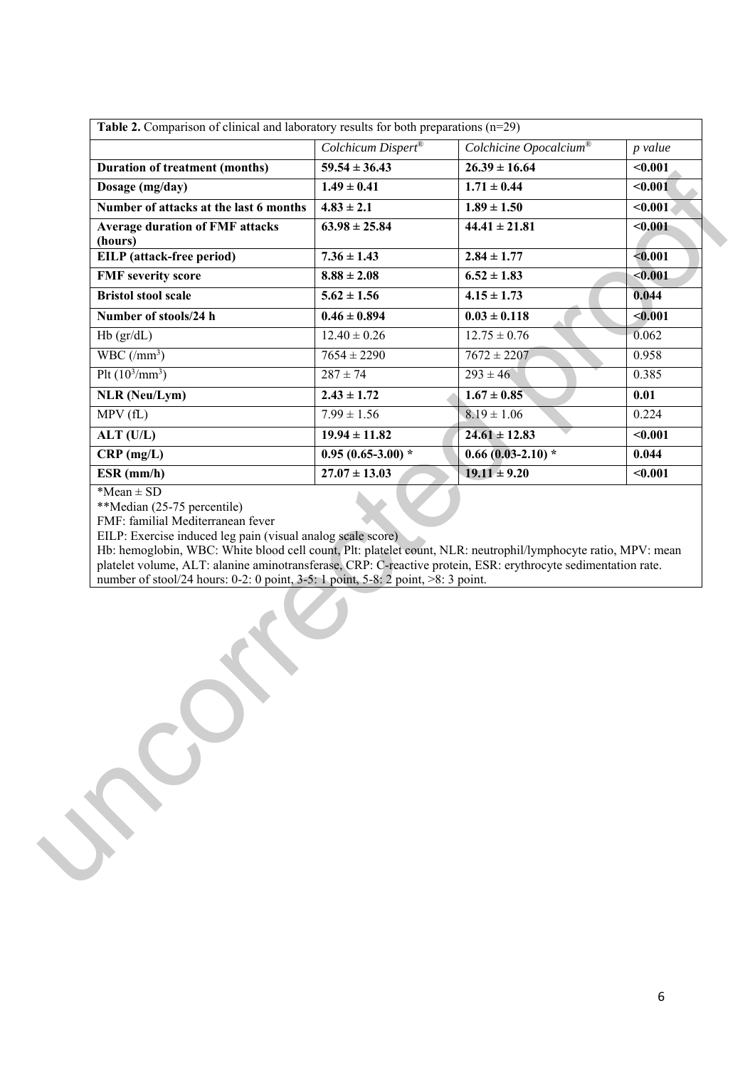| **Table 2.** Comparison of clinical and laboratory results for both preparations (n=29) | | | |
|---|---|---|---|
| | *Colchicum Dispert®* | *Colchicine Opocalcium®* | *p value* |
| **Duration of treatment (months)** | **59.54 ± 36.43** | **26.39 ± 16.64** | **<0.001** |
| **Dosage (mg/day)** | **1.49 ± 0.41** | **1.71 ± 0.44** | **<0.001** |
| **Number of attacks at the last 6 months** | **4.83 ± 2.1** | **1.89 ± 1.50** | **<0.001** |
| **Average duration of FMF attacks (hours)** | **63.98 ± 25.84** | **44.41 ± 21.81** | **<0.001** |
| **EILP (attack-free period)** | **7.36 ± 1.43** | **2.84 ± 1.77** | **<0.001** |
| **FMF severity score** | **8.88 ± 2.08** | **6.52 ± 1.83** | **<0.001** |
| **Bristol stool scale** | **5.62 ± 1.56** | **4.15 ± 1.73** | **0.044** |
| **Number of stools/24 h** | **0.46 ± 0.894** | **0.03 ± 0.118** | **<0.001** |
| Hb (gr/dL) | 12.40 ± 0.26 | 12.75 ± 0.76 | 0.062 |
| WBC (/mm$^3$) | 7654 ± 2290 | 7672 ± 2207 | 0.958 |
| Plt (10$^3$/mm$^3$) | 287 ± 74 | 293 ± 46 | 0.385 |
| **NLR (Neu/Lym)** | **2.43 ± 1.72** | **1.67 ± 0.85** | **0.01** |
| MPV (fL) | 7.99 ± 1.56 | 8.19 ± 1.06 | 0.224 |
| **ALT (U/L)** | **19.94 ± 11.82** | **24.61 ± 12.83** | **<0.001** |
| **CRP (mg/L)** | **0.95 (0.65-3.00) *** | **0.66 (0.03-2.10) *** | **0.044** |
| **ESR (mm/h)** | **27.07 ± 13.03** | **19.11 ± 9.20** | **<0.001** |

*Mean ± SD

**Median (25-75 percentile)

FMF: familial Mediterranean fever

EILP: Exercise induced leg pain (visual analog scale score)

Hb: hemoglobin, WBC: White blood cell count, Plt: platelet count, NLR: neutrophil/lymphocyte ratio, MPV: mean platelet volume, ALT: alanine aminotransferase, CRP: C-reactive protein, ESR: erythrocyte sedimentation rate.

number of stool/24 hours: 0-2: 0 point, 3-5: 1 point, 5-8: 2 point, >8: 3 point.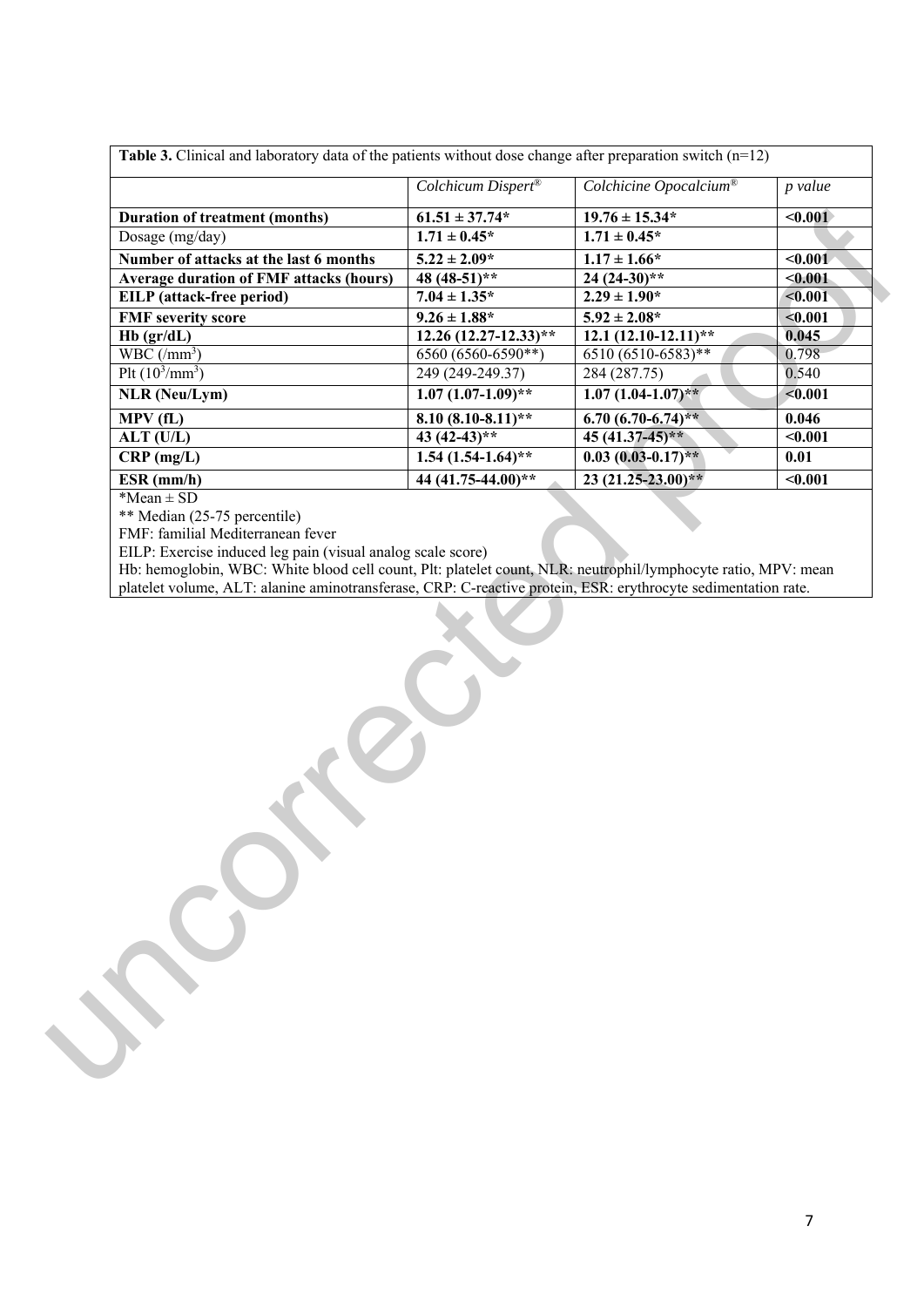| **Table 3.** Clinical and laboratory data of the patients without dose change after preparation switch (n=12) | | | |
|---|---|---|---|
| | *Colchicum Dispert®* | *Colchicine Opocalcium®* | *p value* |
| **Duration of treatment (months)** | **61.51 ± 37.74*** | **19.76 ± 15.34*** | **<0.001** |
| Dosage (mg/day) | **1.71 ± 0.45*** | **1.71 ± 0.45*** | |
| **Number of attacks at the last 6 months** | **5.22 ± 2.09*** | **1.17 ± 1.66*** | **<0.001** |
| **Average duration of FMF attacks (hours)** | **48 (48-51)**** | **24 (24-30)**** | **<0.001** |
| **EILP (attack-free period)** | **7.04 ± 1.35*** | **2.29 ± 1.90*** | **<0.001** |
| **FMF severity score** | **9.26 ± 1.88*** | **5.92 ± 2.08*** | **<0.001** |
| **Hb (gr/dL)** | **12.26 (12.27-12.33)**** | **12.1 (12.10-12.11)**** | **0.045** |
| WBC (/mm$^3$) | 6560 (6560-6590**) | 6510 (6510-6583)** | 0.798 |
| Plt ($10^3$/mm$^3$) | 249 (249-249.37) | 284 (287.75) | 0.540 |
| **NLR (Neu/Lym)** | **1.07 (1.07-1.09)**** | **1.07 (1.04-1.07)**** | **<0.001** |
| **MPV (fL)** | **8.10 (8.10-8.11)**** | **6.70 (6.70-6.74)**** | **0.046** |
| **ALT (U/L)** | **43 (42-43)**** | **45 (41.37-45)**** | **<0.001** |
| **CRP (mg/L)** | **1.54 (1.54-1.64)**** | **0.03 (0.03-0.17)**** | **0.01** |
| **ESR (mm/h)** | **44 (41.75-44.00)**** | **23 (21.25-23.00)**** | **<0.001** |

*Mean ± SD

** Median (25-75 percentile)

FMF: familial Mediterranean fever

EILP: Exercise induced leg pain (visual analog scale score)

Hb: hemoglobin, WBC: White blood cell count, Plt: platelet count, NLR: neutrophil/lymphocyte ratio, MPV: mean platelet volume, ALT: alanine aminotransferase, CRP: C-reactive protein, ESR: erythrocyte sedimentation rate.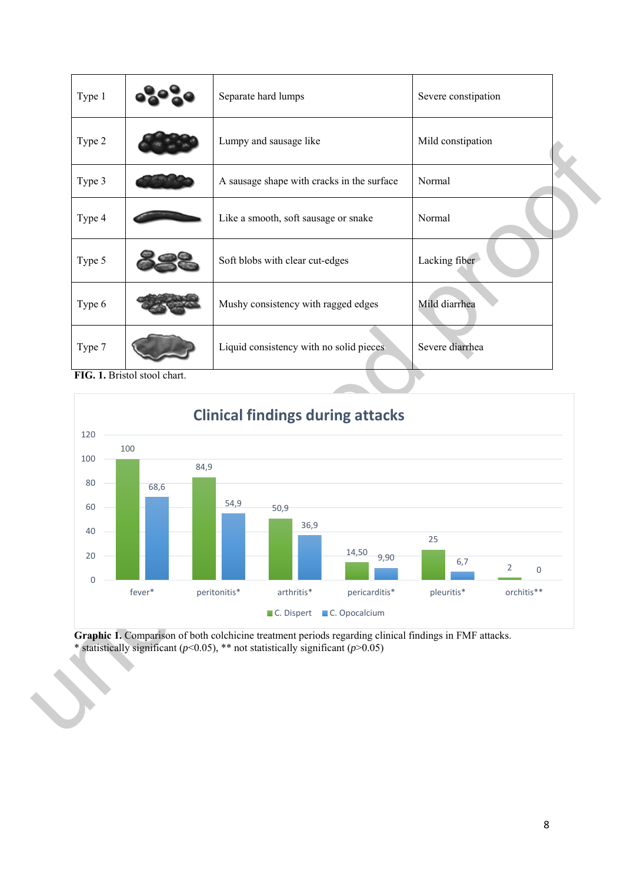| | | | |
|---|---|---|---|
| Type 1 | | Separate hard lumps | Severe constipation |
| Type 2 | | Lumpy and sausage like | Mild constipation |
| Type 3 | | A sausage shape with cracks in the surface | Normal |
| Type 4 | | Like a smooth, soft sausage or snake | Normal |
| Type 5 | | Soft blobs with clear cut-edges | Lacking fiber |
| Type 6 | | Mushy consistency with ragged edges | Mild diarrhea |
| Type 7 | | Liquid consistency with no solid pieces | Severe diarrhea |

**FIG. 1.** Bristol stool chart.

Clinical findings during attacks

120
100
80
60
40
20
0

100
68,6
84,9
54,9
50,9
36,9
14,50
9,90
25
6,7
2
0

fever*
peritonitis*
arthritis*
pericarditis*
pleuritis*
orchitis**

C. Dispert
C. Opocalcium

**Graphic 1.** Comparison of both colchicine treatment periods regarding clinical findings in FMF attacks.
* statistically significant ($p<0.05$), ** not statistically significant ($p>0.05$)